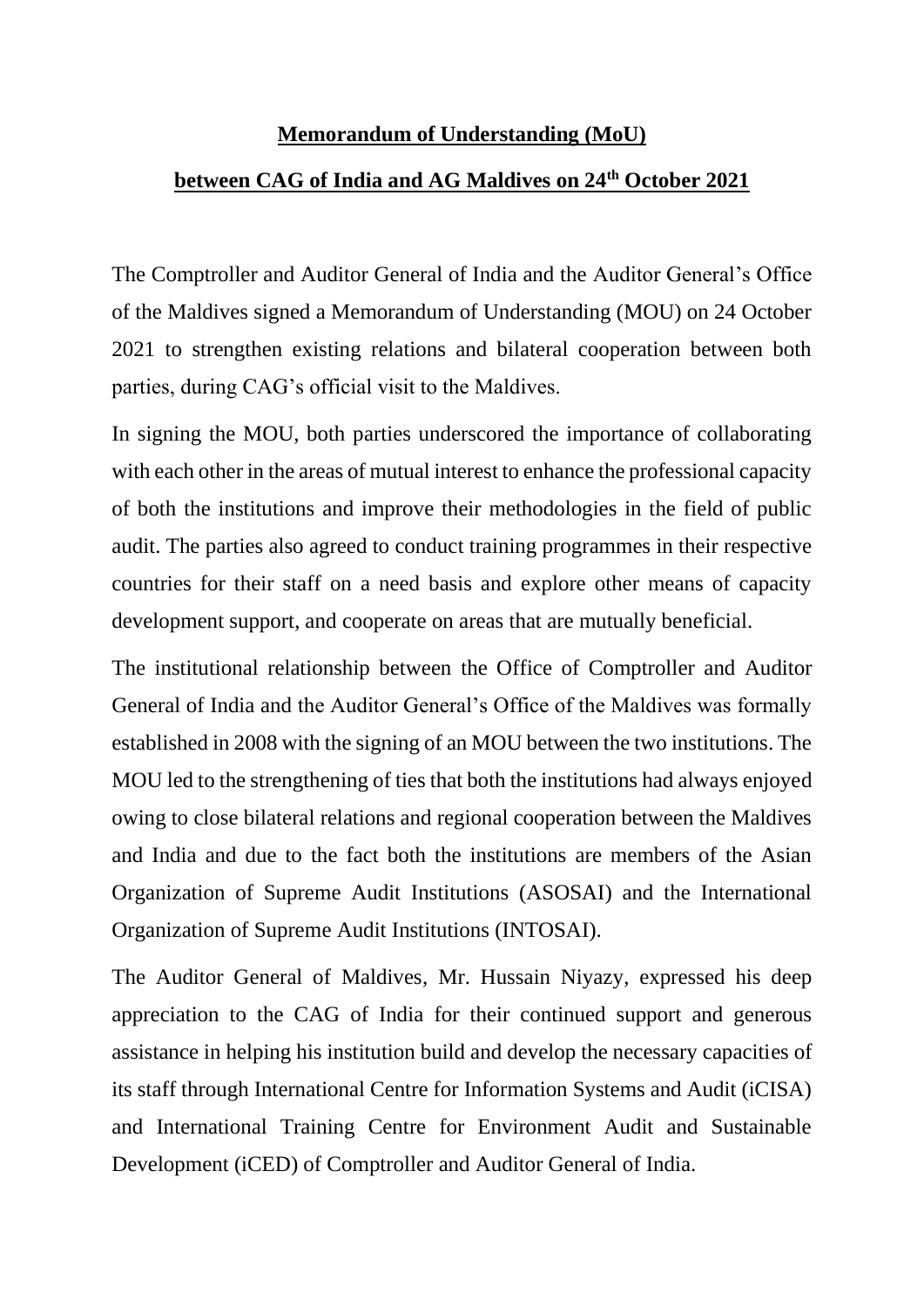# **Memorandum of Understanding (MoU)**

# **between CAG of India and AG Maldives on 24th October 2021**

The Comptroller and Auditor General of India and the Auditor General's Office of the Maldives signed a Memorandum of Understanding (MOU) on 24 October 2021 to strengthen existing relations and bilateral cooperation between both parties, during CAG's official visit to the Maldives.

In signing the MOU, both parties underscored the importance of collaborating with each other in the areas of mutual interest to enhance the professional capacity of both the institutions and improve their methodologies in the field of public audit. The parties also agreed to conduct training programmes in their respective countries for their staff on a need basis and explore other means of capacity development support, and cooperate on areas that are mutually beneficial.

The institutional relationship between the Office of Comptroller and Auditor General of India and the Auditor General's Office of the Maldives was formally established in 2008 with the signing of an MOU between the two institutions. The MOU led to the strengthening of ties that both the institutions had always enjoyed owing to close bilateral relations and regional cooperation between the Maldives and India and due to the fact both the institutions are members of the Asian Organization of Supreme Audit Institutions (ASOSAI) and the International Organization of Supreme Audit Institutions (INTOSAI).

The Auditor General of Maldives, Mr. Hussain Niyazy, expressed his deep appreciation to the CAG of India for their continued support and generous assistance in helping his institution build and develop the necessary capacities of its staff through International Centre for Information Systems and Audit (iCISA) and International Training Centre for Environment Audit and Sustainable Development (iCED) of Comptroller and Auditor General of India.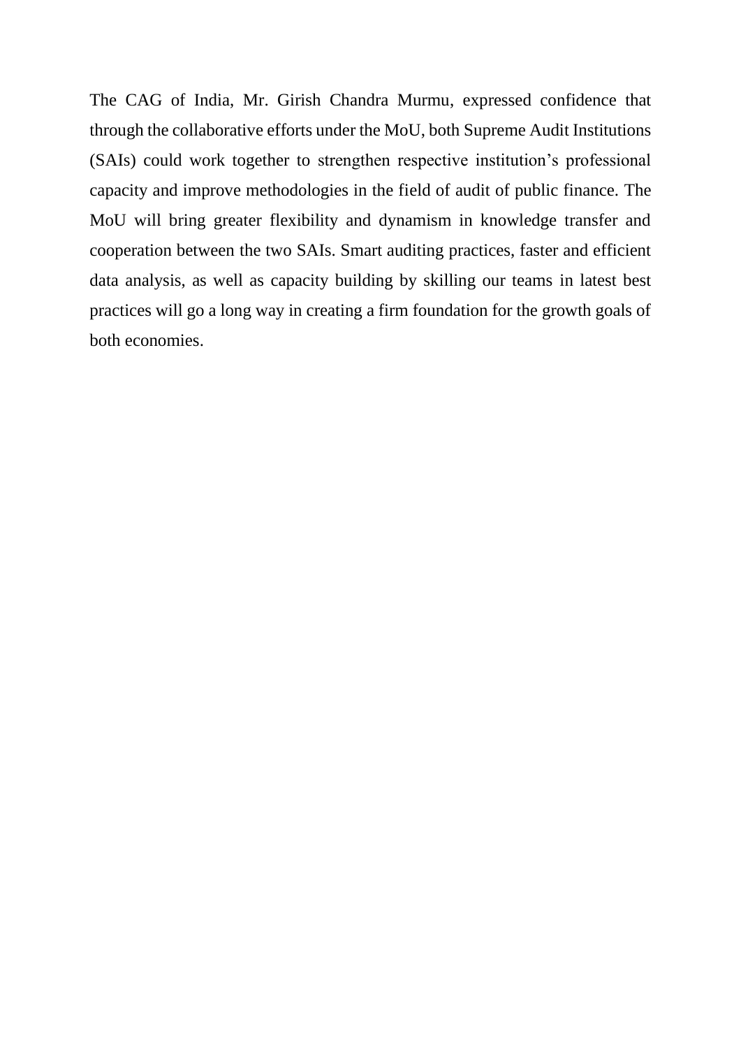The CAG of India, Mr. Girish Chandra Murmu, expressed confidence that through the collaborative efforts under the MoU, both Supreme Audit Institutions (SAIs) could work together to strengthen respective institution's professional capacity and improve methodologies in the field of audit of public finance. The MoU will bring greater flexibility and dynamism in knowledge transfer and cooperation between the two SAIs. Smart auditing practices, faster and efficient data analysis, as well as capacity building by skilling our teams in latest best practices will go a long way in creating a firm foundation for the growth goals of both economies.